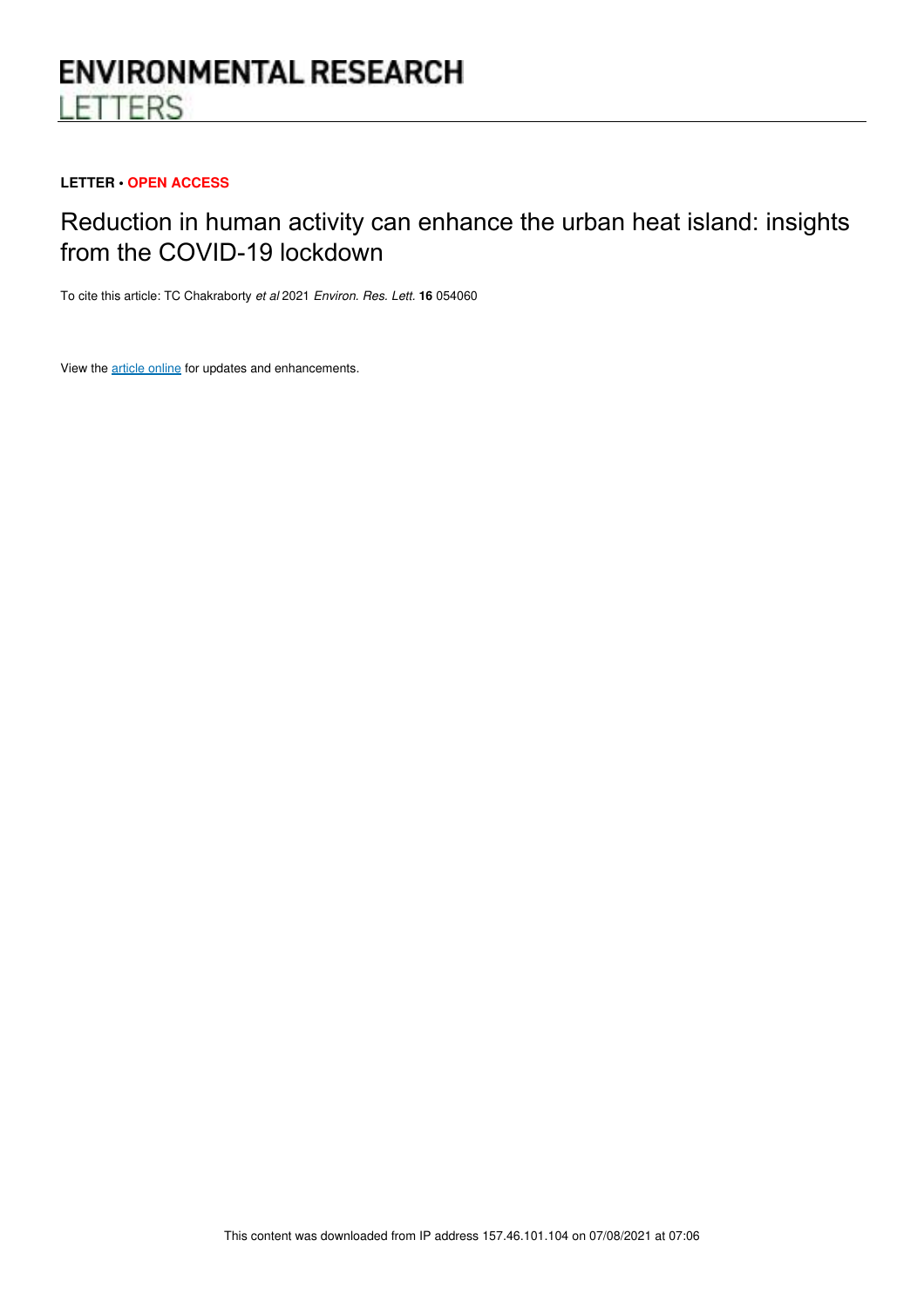ENVIRONMENTAL RESEARCH LETTERS

**LETTER • OPEN ACCESS**

# Reduction in human activity can enhance the urban heat island: insights from the COVID-19 lockdown

To cite this article: TC Chakraborty *et al* 2021 *Environ. Res. Lett.* **16** 054060

View the article online for updates and enhancements.

This content was downloaded from IP address 157.46.101.104 on 07/08/2021 at 07:06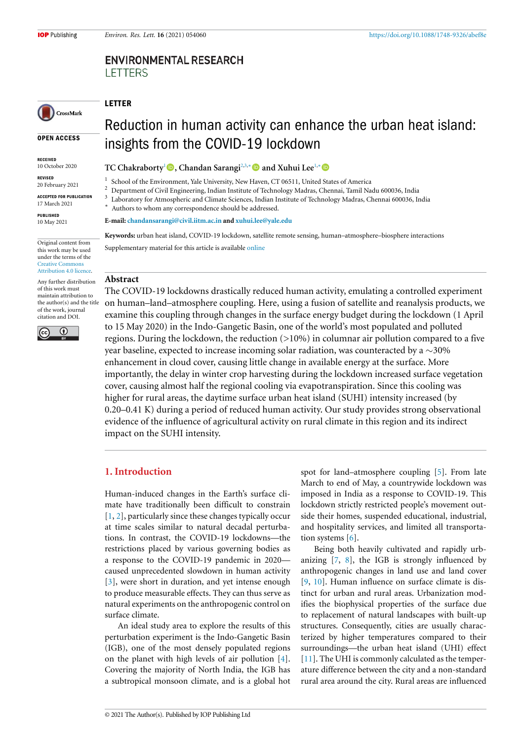LETTER

# Reduction in human activity can enhance the urban heat island: insights from the COVID-19 lockdown

**TC Chakraborty**[1], **Chandan Sarangi**[2,3,*] **and Xuhui Lee**[1,*]

[1] School of the Environment, Yale University, New Haven, CT 06511, United States of America
[2] Department of Civil Engineering, Indian Institute of Technology Madras, Chennai, Tamil Nadu 600036, India
[3] Laboratory for Atmospheric and Climate Sciences, Indian Institute of Technology Madras, Chennai 600036, India
[*] Authors to whom any correspondence should be addressed.

**E-mail:** chandansarangi@civil.iitm.ac.in **and** xuhui.lee@yale.edu

**Keywords:** urban heat island, COVID-19 lockdown, satellite remote sensing, human–atmosphere–biosphere interactions

Supplementary material for this article is available online

OPEN ACCESS

RECEIVED
10 October 2020

REVISED
20 February 2021

ACCEPTED FOR PUBLICATION
17 March 2021

PUBLISHED
10 May 2021

Original content from this work may be used under the terms of the Creative Commons Attribution 4.0 licence.

Any further distribution of this work must maintain attribution to the author(s) and the title of the work, journal citation and DOI.

## Abstract

The COVID-19 lockdowns drastically reduced human activity, emulating a controlled experiment on human–land–atmosphere coupling. Here, using a fusion of satellite and reanalysis products, we examine this coupling through changes in the surface energy budget during the lockdown (1 April to 15 May 2020) in the Indo-Gangetic Basin, one of the world's most populated and polluted regions. During the lockdown, the reduction (>10%) in columnar air pollution compared to a five year baseline, expected to increase incoming solar radiation, was counteracted by a ~30% enhancement in cloud cover, causing little change in available energy at the surface. More importantly, the delay in winter crop harvesting during the lockdown increased surface vegetation cover, causing almost half the regional cooling via evapotranspiration. Since this cooling was higher for rural areas, the daytime surface urban heat island (SUHI) intensity increased (by 0.20–0.41 K) during a period of reduced human activity. Our study provides strong observational evidence of the influence of agricultural activity on rural climate in this region and its indirect impact on the SUHI intensity.

## 1. Introduction

Human-induced changes in the Earth's surface climate have traditionally been difficult to constrain [1, 2], particularly since these changes typically occur at time scales similar to natural decadal perturbations. In contrast, the COVID-19 lockdowns—the restrictions placed by various governing bodies as a response to the COVID-19 pandemic in 2020—caused unprecedented slowdown in human activity [3], were short in duration, and yet intense enough to produce measurable effects. They can thus serve as natural experiments on the anthropogenic control on surface climate.

An ideal study area to explore the results of this perturbation experiment is the Indo-Gangetic Basin (IGB), one of the most densely populated regions on the planet with high levels of air pollution [4]. Covering the majority of North India, the IGB has a subtropical monsoon climate, and is a global hot spot for land–atmosphere coupling [5]. From late March to end of May, a countrywide lockdown was imposed in India as a response to COVID-19. This lockdown strictly restricted people's movement outside their homes, suspended educational, industrial, and hospitality services, and limited all transportation systems [6].

Being both heavily cultivated and rapidly urbanizing [7, 8], the IGB is strongly influenced by anthropogenic changes in land use and land cover [9, 10]. Human influence on surface climate is distinct for urban and rural areas. Urbanization modifies the biophysical properties of the surface due to replacement of natural landscapes with built-up structures. Consequently, cities are usually characterized by higher temperatures compared to their surroundings—the urban heat island (UHI) effect [11]. The UHI is commonly calculated as the temperature difference between the city and a non-standard rural area around the city. Rural areas are influenced

© 2021 The Author(s). Published by IOP Publishing Ltd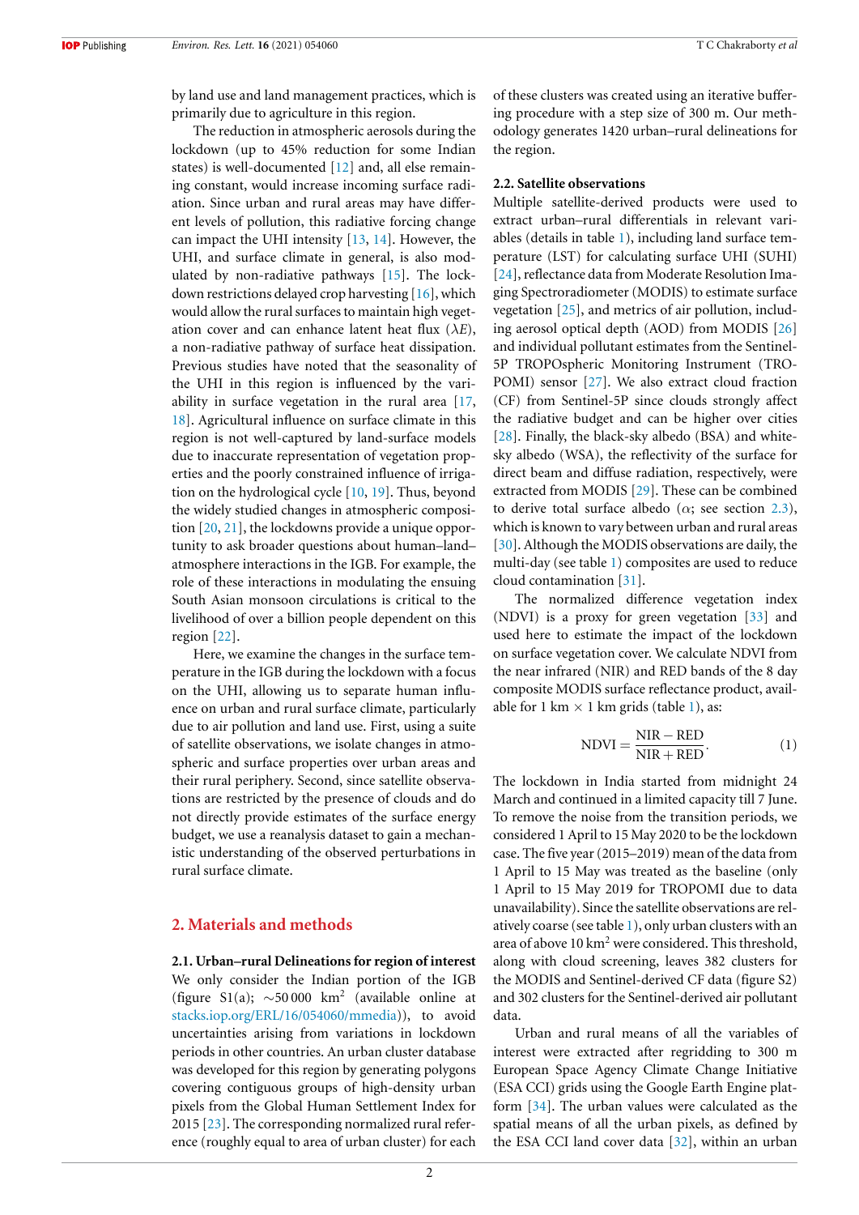by land use and land management practices, which is primarily due to agriculture in this region.

The reduction in atmospheric aerosols during the lockdown (up to 45% reduction for some Indian states) is well-documented [12] and, all else remaining constant, would increase incoming surface radiation. Since urban and rural areas may have different levels of pollution, this radiative forcing change can impact the UHI intensity [13, 14]. However, the UHI, and surface climate in general, is also modulated by non-radiative pathways [15]. The lockdown restrictions delayed crop harvesting [16], which would allow the rural surfaces to maintain high vegetation cover and can enhance latent heat flux ($\lambda E$), a non-radiative pathway of surface heat dissipation. Previous studies have noted that the seasonality of the UHI in this region is influenced by the variability in surface vegetation in the rural area [17, 18]. Agricultural influence on surface climate in this region is not well-captured by land-surface models due to inaccurate representation of vegetation properties and the poorly constrained influence of irrigation on the hydrological cycle [10, 19]. Thus, beyond the widely studied changes in atmospheric composition [20, 21], the lockdowns provide a unique opportunity to ask broader questions about human–land–atmosphere interactions in the IGB. For example, the role of these interactions in modulating the ensuing South Asian monsoon circulations is critical to the livelihood of over a billion people dependent on this region [22].

Here, we examine the changes in the surface temperature in the IGB during the lockdown with a focus on the UHI, allowing us to separate human influence on urban and rural surface climate, particularly due to air pollution and land use. First, using a suite of satellite observations, we isolate changes in atmospheric and surface properties over urban areas and their rural periphery. Second, since satellite observations are restricted by the presence of clouds and do not directly provide estimates of the surface energy budget, we use a reanalysis dataset to gain a mechanistic understanding of the observed perturbations in rural surface climate.

## 2. Materials and methods

### 2.1. Urban–rural Delineations for region of interest

We only consider the Indian portion of the IGB (figure S1(a); ~50 000 km$^2$ (available online at stacks.iop.org/ERL/16/054060/mmedia)), to avoid uncertainties arising from variations in lockdown periods in other countries. An urban cluster database was developed for this region by generating polygons covering contiguous groups of high-density urban pixels from the Global Human Settlement Index for 2015 [23]. The corresponding normalized rural reference (roughly equal to area of urban cluster) for each of these clusters was created using an iterative buffering procedure with a step size of 300 m. Our methodology generates 1420 urban–rural delineations for the region.

### 2.2. Satellite observations

Multiple satellite-derived products were used to extract urban–rural differentials in relevant variables (details in table 1), including land surface temperature (LST) for calculating surface UHI (SUHI) [24], reflectance data from Moderate Resolution Imaging Spectroradiometer (MODIS) to estimate surface vegetation [25], and metrics of air pollution, including aerosol optical depth (AOD) from MODIS [26] and individual pollutant estimates from the Sentinel-5P TROPOspheric Monitoring Instrument (TROPOMI) sensor [27]. We also extract cloud fraction (CF) from Sentinel-5P since clouds strongly affect the radiative budget and can be higher over cities [28]. Finally, the black-sky albedo (BSA) and white-sky albedo (WSA), the reflectivity of the surface for direct beam and diffuse radiation, respectively, were extracted from MODIS [29]. These can be combined to derive total surface albedo ($\alpha$; see section 2.3), which is known to vary between urban and rural areas [30]. Although the MODIS observations are daily, the multi-day (see table 1) composites are used to reduce cloud contamination [31].

The normalized difference vegetation index (NDVI) is a proxy for green vegetation [33] and used here to estimate the impact of the lockdown on surface vegetation cover. We calculate NDVI from the near infrared (NIR) and RED bands of the 8 day composite MODIS surface reflectance product, available for 1 km × 1 km grids (table 1), as:

$$\mathrm{NDVI} = \frac{\mathrm{NIR} - \mathrm{RED}}{\mathrm{NIR} + \mathrm{RED}}. \tag{1}$$

The lockdown in India started from midnight 24 March and continued in a limited capacity till 7 June. To remove the noise from the transition periods, we considered 1 April to 15 May 2020 to be the lockdown case. The five year (2015–2019) mean of the data from 1 April to 15 May was treated as the baseline (only 1 April to 15 May 2019 for TROPOMI due to data unavailability). Since the satellite observations are relatively coarse (see table 1), only urban clusters with an area of above 10 km$^2$ were considered. This threshold, along with cloud screening, leaves 382 clusters for the MODIS and Sentinel-derived CF data (figure S2) and 302 clusters for the Sentinel-derived air pollutant data.

Urban and rural means of all the variables of interest were extracted after regridding to 300 m European Space Agency Climate Change Initiative (ESA CCI) grids using the Google Earth Engine platform [34]. The urban values were calculated as the spatial means of all the urban pixels, as defined by the ESA CCI land cover data [32], within an urban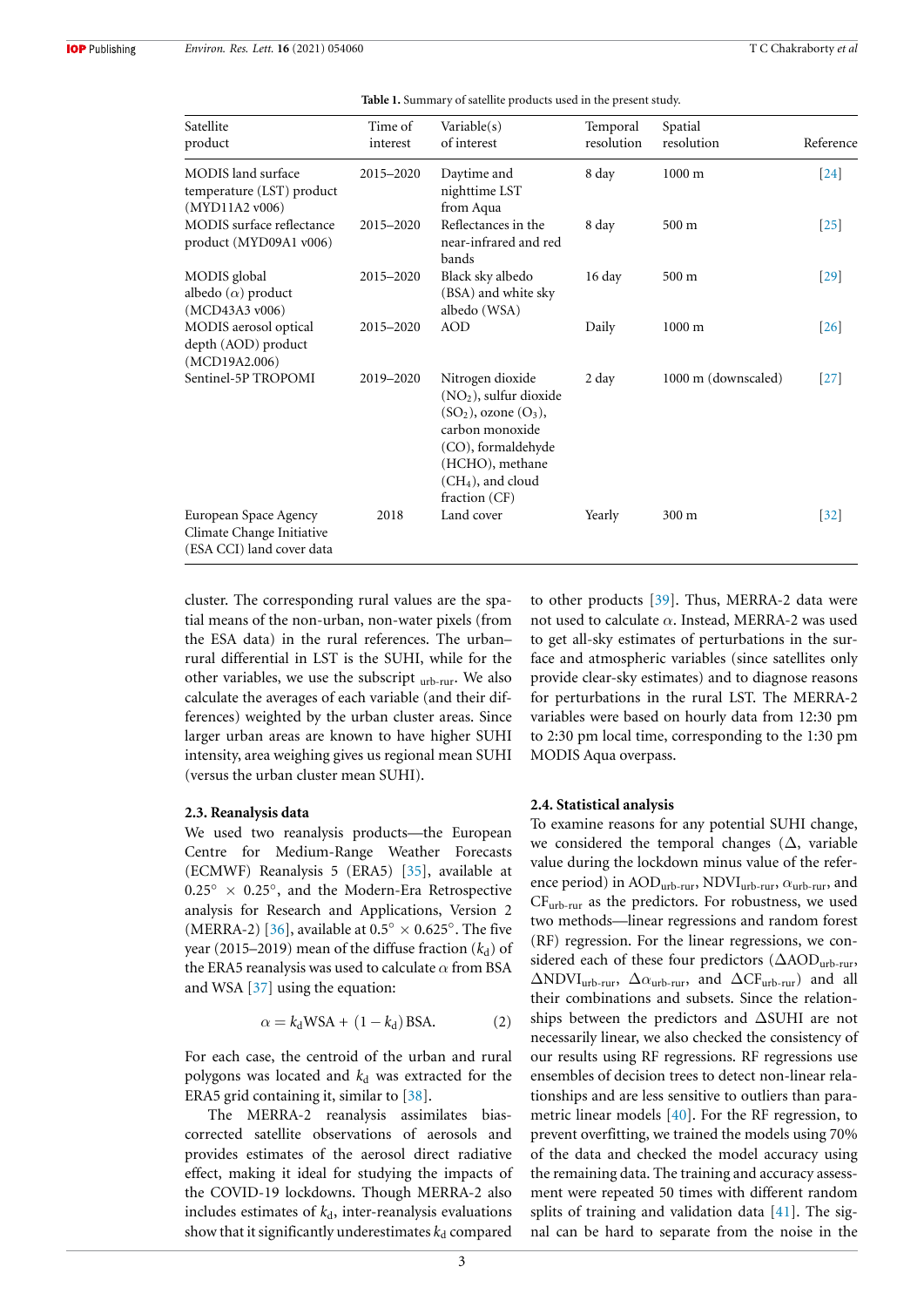**Table 1.** Summary of satellite products used in the present study.

| Satellite product | Time of interest | Variable(s) of interest | Temporal resolution | Spatial resolution | Reference |
|---|---|---|---|---|---|
| MODIS land surface temperature (LST) product (MYD11A2 v006) | 2015–2020 | Daytime and nighttime LST from Aqua | 8 day | 1000 m | [24] |
| MODIS surface reflectance product (MYD09A1 v006) | 2015–2020 | Reflectances in the near-infrared and red bands | 8 day | 500 m | [25] |
| MODIS global albedo ($\alpha$) product (MCD43A3 v006) | 2015–2020 | Black sky albedo (BSA) and white sky albedo (WSA) | 16 day | 500 m | [29] |
| MODIS aerosol optical depth (AOD) product (MCD19A2.006) | 2015–2020 | AOD | Daily | 1000 m | [26] |
| Sentinel-5P TROPOMI | 2019–2020 | Nitrogen dioxide ($NO_2$), sulfur dioxide ($SO_2$), ozone ($O_3$), carbon monoxide (CO), formaldehyde (HCHO), methane ($CH_4$), and cloud fraction (CF) | 2 day | 1000 m (downscaled) | [27] |
| European Space Agency Climate Change Initiative (ESA CCI) land cover data | 2018 | Land cover | Yearly | 300 m | [32] |

cluster. The corresponding rural values are the spatial means of the non-urban, non-water pixels (from the ESA data) in the rural references. The urban–rural differential in LST is the SUHI, while for the other variables, we use the subscript $_{\text{urb-rur}}$. We also calculate the averages of each variable (and their differences) weighted by the urban cluster areas. Since larger urban areas are known to have higher SUHI intensity, area weighing gives us regional mean SUHI (versus the urban cluster mean SUHI).

### 2.3. Reanalysis data

We used two reanalysis products—the European Centre for Medium-Range Weather Forecasts (ECMWF) Reanalysis 5 (ERA5) [35], available at $0.25° \times 0.25°$, and the Modern-Era Retrospective analysis for Research and Applications, Version 2 (MERRA-2) [36], available at $0.5° \times 0.625°$. The five year (2015–2019) mean of the diffuse fraction ($k_d$) of the ERA5 reanalysis was used to calculate $\alpha$ from BSA and WSA [37] using the equation:

$$\alpha = k_d \text{WSA} + (1 - k_d)\,\text{BSA}. \tag{2}$$

For each case, the centroid of the urban and rural polygons was located and $k_d$ was extracted for the ERA5 grid containing it, similar to [38].

The MERRA-2 reanalysis assimilates bias-corrected satellite observations of aerosols and provides estimates of the aerosol direct radiative effect, making it ideal for studying the impacts of the COVID-19 lockdowns. Though MERRA-2 also includes estimates of $k_d$, inter-reanalysis evaluations show that it significantly underestimates $k_d$ compared to other products [39]. Thus, MERRA-2 data were not used to calculate $\alpha$. Instead, MERRA-2 was used to get all-sky estimates of perturbations in the surface and atmospheric variables (since satellites only provide clear-sky estimates) and to diagnose reasons for perturbations in the rural LST. The MERRA-2 variables were based on hourly data from 12:30 pm to 2:30 pm local time, corresponding to the 1:30 pm MODIS Aqua overpass.

### 2.4. Statistical analysis

To examine reasons for any potential SUHI change, we considered the temporal changes ($\Delta$, variable value during the lockdown minus value of the reference period) in $\text{AOD}_{\text{urb-rur}}$, $\text{NDVI}_{\text{urb-rur}}$, $\alpha_{\text{urb-rur}}$, and $\text{CF}_{\text{urb-rur}}$ as the predictors. For robustness, we used two methods—linear regressions and random forest (RF) regression. For the linear regressions, we considered each of these four predictors ($\Delta\text{AOD}_{\text{urb-rur}}$, $\Delta\text{NDVI}_{\text{urb-rur}}$, $\Delta\alpha_{\text{urb-rur}}$, and $\Delta\text{CF}_{\text{urb-rur}}$) and all their combinations and subsets. Since the relationships between the predictors and $\Delta$SUHI are not necessarily linear, we also checked the consistency of our results using RF regressions. RF regressions use ensembles of decision trees to detect non-linear relationships and are less sensitive to outliers than parametric linear models [40]. For the RF regression, to prevent overfitting, we trained the models using 70% of the data and checked the model accuracy using the remaining data. The training and accuracy assessment were repeated 50 times with different random splits of training and validation data [41]. The signal can be hard to separate from the noise in the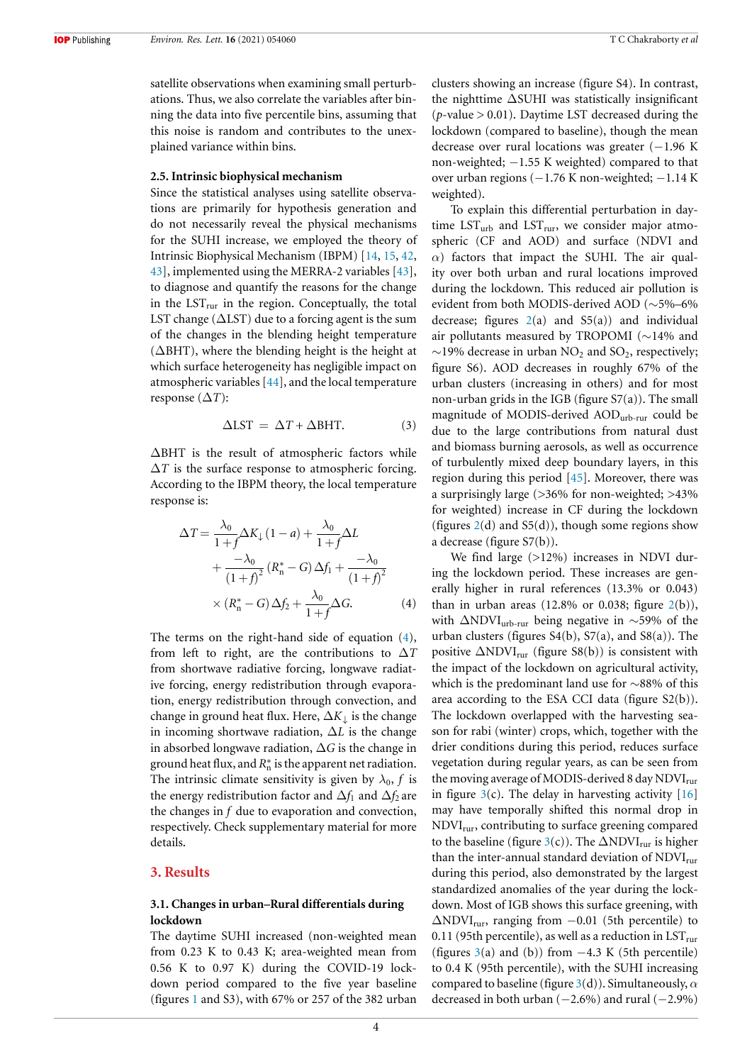satellite observations when examining small perturbations. Thus, we also correlate the variables after binning the data into five percentile bins, assuming that this noise is random and contributes to the unexplained variance within bins.

### 2.5. Intrinsic biophysical mechanism

Since the statistical analyses using satellite observations are primarily for hypothesis generation and do not necessarily reveal the physical mechanisms for the SUHI increase, we employed the theory of Intrinsic Biophysical Mechanism (IBPM) [14, 15, 42, 43], implemented using the MERRA-2 variables [43], to diagnose and quantify the reasons for the change in the $LST_{rur}$ in the region. Conceptually, the total LST change ($\Delta$LST) due to a forcing agent is the sum of the changes in the blending height temperature ($\Delta$BHT), where the blending height is the height at which surface heterogeneity has negligible impact on atmospheric variables [44], and the local temperature response ($\Delta T$):

$$\Delta \text{LST} = \Delta T + \Delta \text{BHT}. \quad (3)$$

$\Delta$BHT is the result of atmospheric factors while $\Delta T$ is the surface response to atmospheric forcing. According to the IBPM theory, the local temperature response is:

$$\Delta T = \frac{\lambda_0}{1+f}\Delta K_{\downarrow}(1-a) + \frac{\lambda_0}{1+f}\Delta L + \frac{-\lambda_0}{(1+f)^2}(R_n^* - G)\Delta f_1 + \frac{-\lambda_0}{(1+f)^2} \times (R_n^* - G)\Delta f_2 + \frac{\lambda_0}{1+f}\Delta G. \quad (4)$$

The terms on the right-hand side of equation (4), from left to right, are the contributions to $\Delta T$ from shortwave radiative forcing, longwave radiative forcing, energy redistribution through evaporation, energy redistribution through convection, and change in ground heat flux. Here, $\Delta K_{\downarrow}$ is the change in incoming shortwave radiation, $\Delta L$ is the change in absorbed longwave radiation, $\Delta G$ is the change in ground heat flux, and $R_n^*$ is the apparent net radiation. The intrinsic climate sensitivity is given by $\lambda_0$, $f$ is the energy redistribution factor and $\Delta f_1$ and $\Delta f_2$ are the changes in $f$ due to evaporation and convection, respectively. Check supplementary material for more details.

## 3. Results

### 3.1. Changes in urban–Rural differentials during lockdown

The daytime SUHI increased (non-weighted mean from 0.23 K to 0.43 K; area-weighted mean from 0.56 K to 0.97 K) during the COVID-19 lockdown period compared to the five year baseline (figures 1 and S3), with 67% or 257 of the 382 urban clusters showing an increase (figure S4). In contrast, the nighttime $\Delta$SUHI was statistically insignificant ($p$-value > 0.01). Daytime LST decreased during the lockdown (compared to baseline), though the mean decrease over rural locations was greater (−1.96 K non-weighted; −1.55 K weighted) compared to that over urban regions (−1.76 K non-weighted; −1.14 K weighted).

To explain this differential perturbation in daytime $LST_{urb}$ and $LST_{rur}$, we consider major atmospheric (CF and AOD) and surface (NDVI and $\alpha$) factors that impact the SUHI. The air quality over both urban and rural locations improved during the lockdown. This reduced air pollution is evident from both MODIS-derived AOD (∼5%–6% decrease; figures 2(a) and S5(a)) and individual air pollutants measured by TROPOMI (∼14% and ∼19% decrease in urban $NO_2$ and $SO_2$, respectively; figure S6). AOD decreases in roughly 67% of the urban clusters (increasing in others) and for most non-urban grids in the IGB (figure S7(a)). The small magnitude of MODIS-derived $AOD_{urb\text{-}rur}$ could be due to the large contributions from natural dust and biomass burning aerosols, as well as occurrence of turbulently mixed deep boundary layers, in this region during this period [45]. Moreover, there was a surprisingly large (>36% for non-weighted; >43% for weighted) increase in CF during the lockdown (figures 2(d) and S5(d)), though some regions show a decrease (figure S7(b)).

We find large (>12%) increases in NDVI during the lockdown period. These increases are generally higher in rural references (13.3% or 0.043) than in urban areas (12.8% or 0.038; figure 2(b)), with $\Delta NDVI_{urb\text{-}rur}$ being negative in ∼59% of the urban clusters (figures S4(b), S7(a), and S8(a)). The positive $\Delta NDVI_{rur}$ (figure S8(b)) is consistent with the impact of the lockdown on agricultural activity, which is the predominant land use for ∼88% of this area according to the ESA CCI data (figure S2(b)). The lockdown overlapped with the harvesting season for rabi (winter) crops, which, together with the drier conditions during this period, reduces surface vegetation during regular years, as can be seen from the moving average of MODIS-derived 8 day $NDVI_{rur}$ in figure 3(c). The delay in harvesting activity [16] may have temporally shifted this normal drop in $NDVI_{rur}$, contributing to surface greening compared to the baseline (figure 3(c)). The $\Delta NDVI_{rur}$ is higher than the inter-annual standard deviation of $NDVI_{rur}$ during this period, also demonstrated by the largest standardized anomalies of the year during the lockdown. Most of IGB shows this surface greening, with $\Delta NDVI_{rur}$, ranging from −0.01 (5th percentile) to 0.11 (95th percentile), as well as a reduction in $LST_{rur}$ (figures 3(a) and (b)) from −4.3 K (5th percentile) to 0.4 K (95th percentile), with the SUHI increasing compared to baseline (figure 3(d)). Simultaneously, $\alpha$ decreased in both urban (−2.6%) and rural (−2.9%)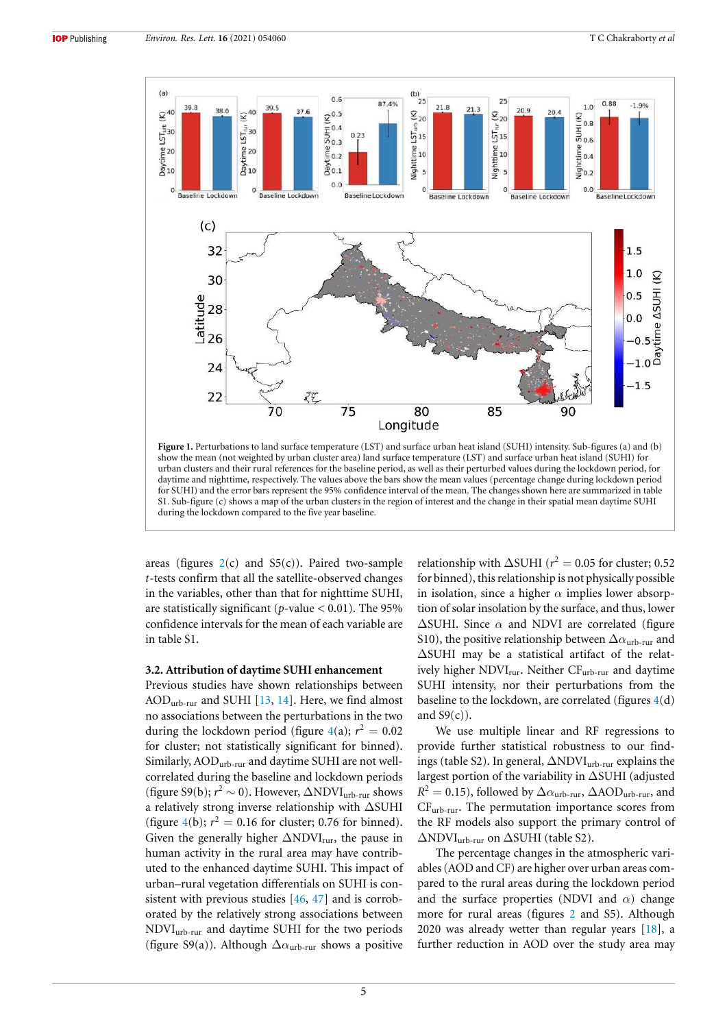Figure 1. Perturbations to land surface temperature (LST) and surface urban heat island (SUHI) intensity. Sub-figures (a) and (b) show the mean (not weighted by urban cluster area) land surface temperature (LST) and surface urban heat island (SUHI) for urban clusters and their rural references for the baseline period, as well as their perturbed values during the lockdown period, for daytime and nighttime, respectively. The values above the bars show the mean values (percentage change during lockdown period for SUHI) and the error bars represent the 95% confidence interval of the mean. The changes shown here are summarized in table S1. Sub-figure (c) shows a map of the urban clusters in the region of interest and the change in their spatial mean daytime SUHI during the lockdown compared to the five year baseline.

areas (figures 2(c) and S5(c)). Paired two-sample *t*-tests confirm that all the satellite-observed changes in the variables, other than that for nighttime SUHI, are statistically significant ($p$-value $< 0.01$). The 95% confidence intervals for the mean of each variable are in table S1.

### 3.2. Attribution of daytime SUHI enhancement

Previous studies have shown relationships between $AOD_{urb\text{-}rur}$ and SUHI [13, 14]. Here, we find almost no associations between the perturbations in the two during the lockdown period (figure 4(a); $r^2 = 0.02$ for cluster; not statistically significant for binned). Similarly, $AOD_{urb\text{-}rur}$ and daytime SUHI are not well-correlated during the baseline and lockdown periods (figure S9(b); $r^2 \sim 0$). However, $\Delta NDVI_{urb\text{-}rur}$ shows a relatively strong inverse relationship with $\Delta SUHI$ (figure 4(b); $r^2 = 0.16$ for cluster; 0.76 for binned). Given the generally higher $\Delta NDVI_{rur}$, the pause in human activity in the rural area may have contributed to the enhanced daytime SUHI. This impact of urban–rural vegetation differentials on SUHI is consistent with previous studies [46, 47] and is corroborated by the relatively strong associations between $NDVI_{urb\text{-}rur}$ and daytime SUHI for the two periods (figure S9(a)). Although $\Delta\alpha_{urb\text{-}rur}$ shows a positive relationship with $\Delta SUHI$ ($r^2 = 0.05$ for cluster; 0.52 for binned), this relationship is not physically possible in isolation, since a higher $\alpha$ implies lower absorption of solar insolation by the surface, and thus, lower $\Delta SUHI$. Since $\alpha$ and NDVI are correlated (figure S10), the positive relationship between $\Delta\alpha_{urb\text{-}rur}$ and $\Delta SUHI$ may be a statistical artifact of the relatively higher $NDVI_{rur}$. Neither $CF_{urb\text{-}rur}$ and daytime SUHI intensity, nor their perturbations from the baseline to the lockdown, are correlated (figures 4(d) and S9(c)).

We use multiple linear and RF regressions to provide further statistical robustness to our findings (table S2). In general, $\Delta NDVI_{urb\text{-}rur}$ explains the largest portion of the variability in $\Delta SUHI$ (adjusted $R^2 = 0.15$), followed by $\Delta\alpha_{urb\text{-}rur}$, $\Delta AOD_{urb\text{-}rur}$, and $CF_{urb\text{-}rur}$. The permutation importance scores from the RF models also support the primary control of $\Delta NDVI_{urb\text{-}rur}$ on $\Delta SUHI$ (table S2).

The percentage changes in the atmospheric variables (AOD and CF) are higher over urban areas compared to the rural areas during the lockdown period and the surface properties (NDVI and $\alpha$) change more for rural areas (figures 2 and S5). Although 2020 was already wetter than regular years [18], a further reduction in AOD over the study area may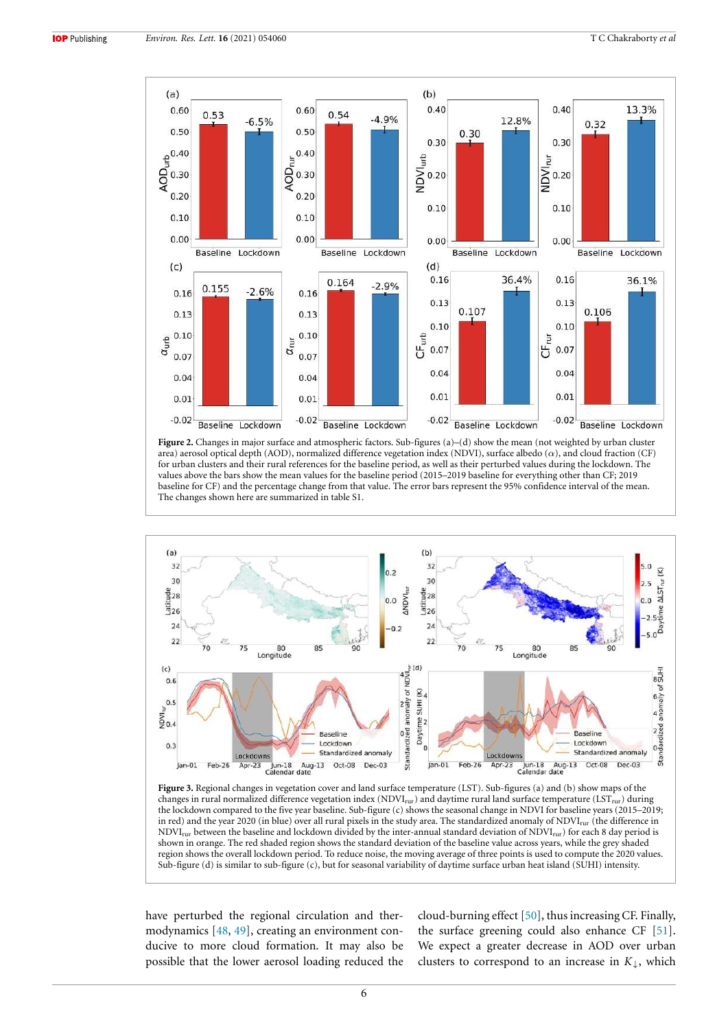**Figure 2.** Changes in major surface and atmospheric factors. Sub-figures (a)–(d) show the mean (not weighted by urban cluster area) aerosol optical depth (AOD), normalized difference vegetation index (NDVI), surface albedo ($\alpha$), and cloud fraction (CF) for urban clusters and their rural references for the baseline period, as well as their perturbed values during the lockdown. The values above the bars show the mean values for the baseline period (2015–2019 baseline for everything other than CF; 2019 baseline for CF) and the percentage change from that value. The error bars represent the 95% confidence interval of the mean. The changes shown here are summarized in table S1.

**Figure 3.** Regional changes in vegetation cover and land surface temperature (LST). Sub-figures (a) and (b) show maps of the changes in rural normalized difference vegetation index ($NDVI_{rur}$) and daytime rural land surface temperature ($LST_{rur}$) during the lockdown compared to the five year baseline. Sub-figure (c) shows the seasonal change in NDVI for baseline years (2015–2019; in red) and the year 2020 (in blue) over all rural pixels in the study area. The standardized anomaly of $NDVI_{rur}$ (the difference in $NDVI_{rur}$ between the baseline and lockdown divided by the inter-annual standard deviation of $NDVI_{rur}$) for each 8 day period is shown in orange. The red shaded region shows the standard deviation of the baseline value across years, while the grey shaded region shows the overall lockdown period. To reduce noise, the moving average of three points is used to compute the 2020 values. Sub-figure (d) is similar to sub-figure (c), but for seasonal variability of daytime surface urban heat island (SUHI) intensity.

have perturbed the regional circulation and thermodynamics [48, 49], creating an environment conducive to more cloud formation. It may also be possible that the lower aerosol loading reduced the cloud-burning effect [50], thus increasing CF. Finally, the surface greening could also enhance CF [51]. We expect a greater decrease in AOD over urban clusters to correspond to an increase in $K_{\downarrow}$, which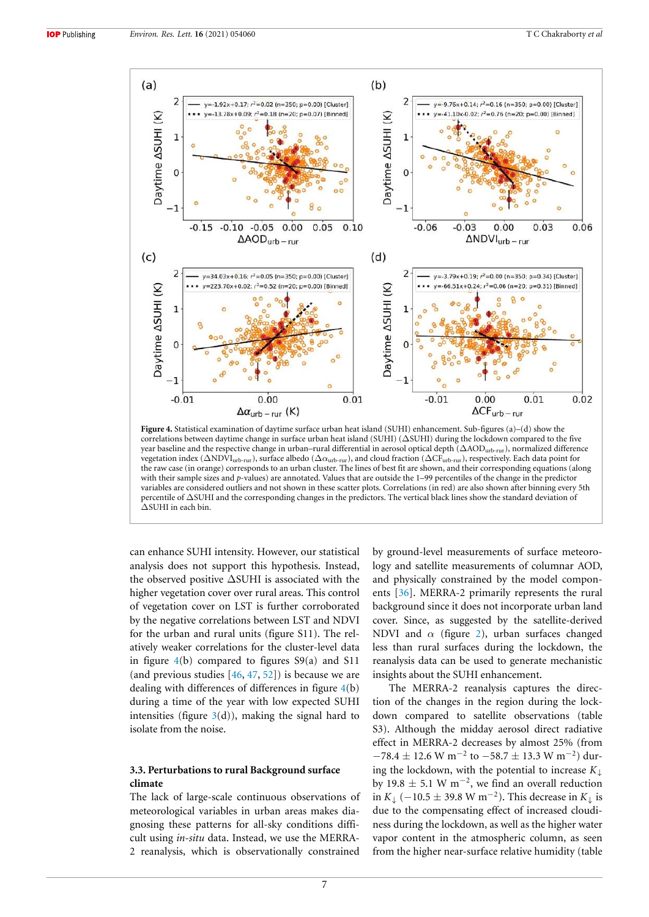**Figure 4.** Statistical examination of daytime surface urban heat island (SUHI) enhancement. Sub-figures (a)–(d) show the correlations between daytime change in surface urban heat island (SUHI) ($\Delta$SUHI) during the lockdown compared to the five year baseline and the respective change in urban–rural differential in aerosol optical depth ($\Delta AOD_{urb-rur}$), normalized difference vegetation index ($\Delta NDVI_{urb-rur}$), surface albedo ($\Delta\alpha_{urb-rur}$), and cloud fraction ($\Delta CF_{urb-rur}$), respectively. Each data point for the raw case (in orange) corresponds to an urban cluster. The lines of best fit are shown, and their corresponding equations (along with their sample sizes and $p$-values) are annotated. Values that are outside the 1–99 percentiles of the change in the predictor variables are considered outliers and not shown in these scatter plots. Correlations (in red) are also shown after binning every 5th percentile of $\Delta$SUHI and the corresponding changes in the predictors. The vertical black lines show the standard deviation of $\Delta$SUHI in each bin.

can enhance SUHI intensity. However, our statistical analysis does not support this hypothesis. Instead, the observed positive $\Delta$SUHI is associated with the higher vegetation cover over rural areas. This control of vegetation cover on LST is further corroborated by the negative correlations between LST and NDVI for the urban and rural units (figure S11). The relatively weaker correlations for the cluster-level data in figure 4(b) compared to figures S9(a) and S11 (and previous studies [46, 47, 52]) is because we are dealing with differences of differences in figure 4(b) during a time of the year with low expected SUHI intensities (figure 3(d)), making the signal hard to isolate from the noise.

### 3.3. Perturbations to rural Background surface climate

The lack of large-scale continuous observations of meteorological variables in urban areas makes diagnosing these patterns for all-sky conditions difficult using *in-situ* data. Instead, we use the MERRA-2 reanalysis, which is observationally constrained by ground-level measurements of surface meteorology and satellite measurements of columnar AOD, and physically constrained by the model components [36]. MERRA-2 primarily represents the rural background since it does not incorporate urban land cover. Since, as suggested by the satellite-derived NDVI and $\alpha$ (figure 2), urban surfaces changed less than rural surfaces during the lockdown, the reanalysis data can be used to generate mechanistic insights about the SUHI enhancement.

The MERRA-2 reanalysis captures the direction of the changes in the region during the lockdown compared to satellite observations (table S3). Although the midday aerosol direct radiative effect in MERRA-2 decreases by almost 25% (from $-78.4 \pm 12.6$ W m$^{-2}$ to $-58.7 \pm 13.3$ W m$^{-2}$) during the lockdown, with the potential to increase $K_{\downarrow}$ by $19.8 \pm 5.1$ W m$^{-2}$, we find an overall reduction in $K_{\downarrow}$ ($-10.5 \pm 39.8$ W m$^{-2}$). This decrease in $K_{\downarrow}$ is due to the compensating effect of increased cloudiness during the lockdown, as well as the higher water vapor content in the atmospheric column, as seen from the higher near-surface relative humidity (table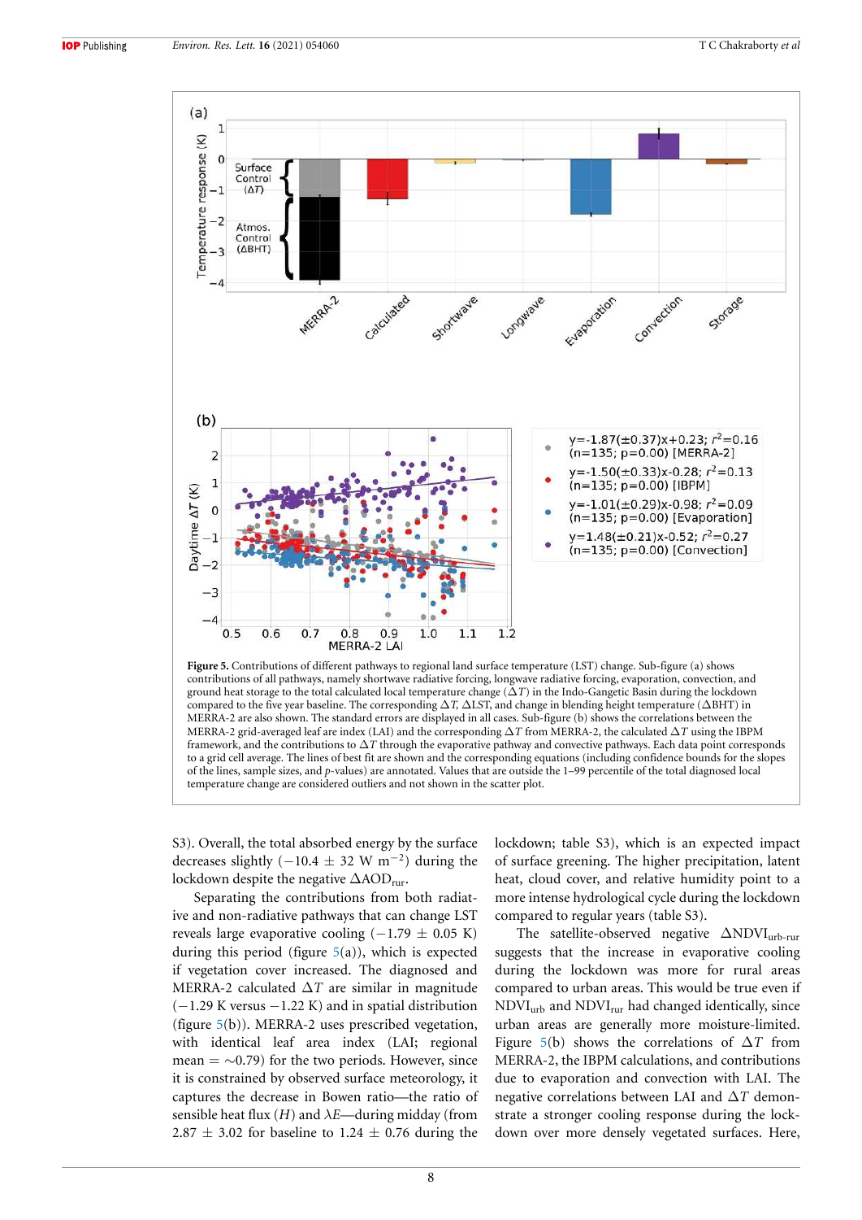**Figure 5.** Contributions of different pathways to regional land surface temperature (LST) change. Sub-figure (a) shows contributions of all pathways, namely shortwave radiative forcing, longwave radiative forcing, evaporation, convection, and ground heat storage to the total calculated local temperature change ($\Delta T$) in the Indo-Gangetic Basin during the lockdown compared to the five year baseline. The corresponding $\Delta T$, $\Delta$LST, and change in blending height temperature ($\Delta$BHT) in MERRA-2 are also shown. The standard errors are displayed in all cases. Sub-figure (b) shows the correlations between the MERRA-2 grid-averaged leaf are index (LAI) and the corresponding $\Delta T$ from MERRA-2, the calculated $\Delta T$ using the IBPM framework, and the contributions to $\Delta T$ through the evaporative pathway and convective pathways. Each data point corresponds to a grid cell average. The lines of best fit are shown and the corresponding equations (including confidence bounds for the slopes of the lines, sample sizes, and $p$-values) are annotated. Values that are outside the 1–99 percentile of the total diagnosed local temperature change are considered outliers and not shown in the scatter plot.

S3). Overall, the total absorbed energy by the surface decreases slightly ($-10.4 \pm 32$ W m$^{-2}$) during the lockdown despite the negative $\Delta AOD_{rur}$.

Separating the contributions from both radiative and non-radiative pathways that can change LST reveals large evaporative cooling ($-1.79 \pm 0.05$ K) during this period (figure 5(a)), which is expected if vegetation cover increased. The diagnosed and MERRA-2 calculated $\Delta T$ are similar in magnitude ($-1.29$ K versus $-1.22$ K) and in spatial distribution (figure 5(b)). MERRA-2 uses prescribed vegetation, with identical leaf area index (LAI; regional mean = $\sim$0.79) for the two periods. However, since it is constrained by observed surface meteorology, it captures the decrease in Bowen ratio—the ratio of sensible heat flux ($H$) and $\lambda E$—during midday (from $2.87 \pm 3.02$ for baseline to $1.24 \pm 0.76$ during the lockdown; table S3), which is an expected impact of surface greening. The higher precipitation, latent heat, cloud cover, and relative humidity point to a more intense hydrological cycle during the lockdown compared to regular years (table S3).

The satellite-observed negative $\Delta NDVI_{urb\text{-}rur}$ suggests that the increase in evaporative cooling during the lockdown was more for rural areas compared to urban areas. This would be true even if $NDVI_{urb}$ and $NDVI_{rur}$ had changed identically, since urban areas are generally more moisture-limited. Figure 5(b) shows the correlations of $\Delta T$ from MERRA-2, the IBPM calculations, and contributions due to evaporation and convection with LAI. The negative correlations between LAI and $\Delta T$ demonstrate a stronger cooling response during the lockdown over more densely vegetated surfaces. Here,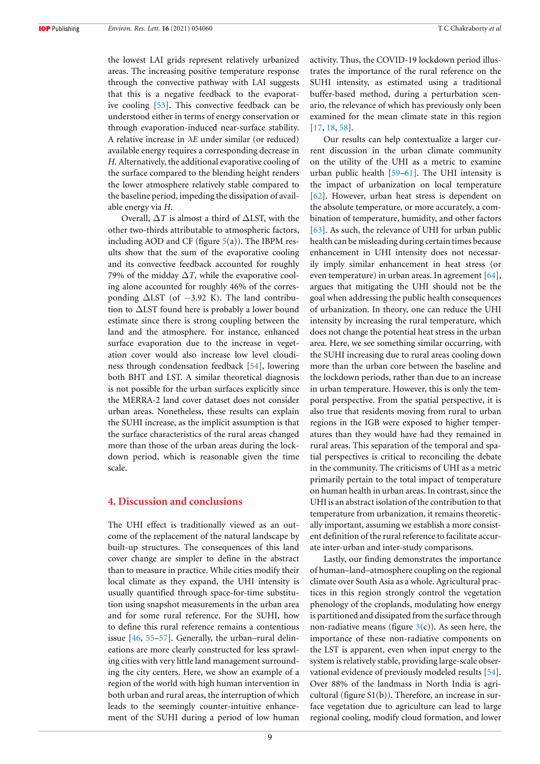the lowest LAI grids represent relatively urbanized areas. The increasing positive temperature response through the convective pathway with LAI suggests that this is a negative feedback to the evaporative cooling [53]. This convective feedback can be understood either in terms of energy conservation or through evaporation-induced near-surface stability. A relative increase in $\lambda E$ under similar (or reduced) available energy requires a corresponding decrease in $H$. Alternatively, the additional evaporative cooling of the surface compared to the blending height renders the lower atmosphere relatively stable compared to the baseline period, impeding the dissipation of available energy via $H$.

Overall, $\Delta T$ is almost a third of $\Delta$LST, with the other two-thirds attributable to atmospheric factors, including AOD and CF (figure 5(a)). The IBPM results show that the sum of the evaporative cooling and its convective feedback accounted for roughly 79% of the midday $\Delta T$, while the evaporative cooling alone accounted for roughly 46% of the corresponding $\Delta$LST (of $-3.92$ K). The land contribution to $\Delta$LST found here is probably a lower bound estimate since there is strong coupling between the land and the atmosphere. For instance, enhanced surface evaporation due to the increase in vegetation cover would also increase low level cloudiness through condensation feedback [54], lowering both BHT and LST. A similar theoretical diagnosis is not possible for the urban surfaces explicitly since the MERRA-2 land cover dataset does not consider urban areas. Nonetheless, these results can explain the SUHI increase, as the implicit assumption is that the surface characteristics of the rural areas changed more than those of the urban areas during the lockdown period, which is reasonable given the time scale.

## 4. Discussion and conclusions

The UHI effect is traditionally viewed as an outcome of the replacement of the natural landscape by built-up structures. The consequences of this land cover change are simpler to define in the abstract than to measure in practice. While cities modify their local climate as they expand, the UHI intensity is usually quantified through space-for-time substitution using snapshot measurements in the urban area and for some rural reference. For the SUHI, how to define this rural reference remains a contentious issue [46, 55–57]. Generally, the urban–rural delineations are more clearly constructed for less sprawling cities with very little land management surrounding the city centers. Here, we show an example of a region of the world with high human intervention in both urban and rural areas, the interruption of which leads to the seemingly counter-intuitive enhancement of the SUHI during a period of low human activity. Thus, the COVID-19 lockdown period illustrates the importance of the rural reference on the SUHI intensity, as estimated using a traditional buffer-based method, during a perturbation scenario, the relevance of which has previously only been examined for the mean climate state in this region [17, 18, 58].

Our results can help contextualize a larger current discussion in the urban climate community on the utility of the UHI as a metric to examine urban public health [59–61]. The UHI intensity is the impact of urbanization on local temperature [62]. However, urban heat stress is dependent on the absolute temperature, or more accurately, a combination of temperature, humidity, and other factors [63]. As such, the relevance of UHI for urban public health can be misleading during certain times because enhancement in UHI intensity does not necessarily imply similar enhancement in heat stress (or even temperature) in urban areas. In agreement [64], argues that mitigating the UHI should not be the goal when addressing the public health consequences of urbanization. In theory, one can reduce the UHI intensity by increasing the rural temperature, which does not change the potential heat stress in the urban area. Here, we see something similar occurring, with the SUHI increasing due to rural areas cooling down more than the urban core between the baseline and the lockdown periods, rather than due to an increase in urban temperature. However, this is only the temporal perspective. From the spatial perspective, it is also true that residents moving from rural to urban regions in the IGB were exposed to higher temperatures than they would have had they remained in rural areas. This separation of the temporal and spatial perspectives is critical to reconciling the debate in the community. The criticisms of UHI as a metric primarily pertain to the total impact of temperature on human health in urban areas. In contrast, since the UHI is an abstract isolation of the contribution to that temperature from urbanization, it remains theoretically important, assuming we establish a more consistent definition of the rural reference to facilitate accurate inter-urban and inter-study comparisons.

Lastly, our finding demonstrates the importance of human–land–atmosphere coupling on the regional climate over South Asia as a whole. Agricultural practices in this region strongly control the vegetation phenology of the croplands, modulating how energy is partitioned and dissipated from the surface through non-radiative means (figure 3(c)). As seen here, the importance of these non-radiative components on the LST is apparent, even when input energy to the system is relatively stable, providing large-scale observational evidence of previously modeled results [54]. Over 88% of the landmass in North India is agricultural (figure S1(b)). Therefore, an increase in surface vegetation due to agriculture can lead to large regional cooling, modify cloud formation, and lower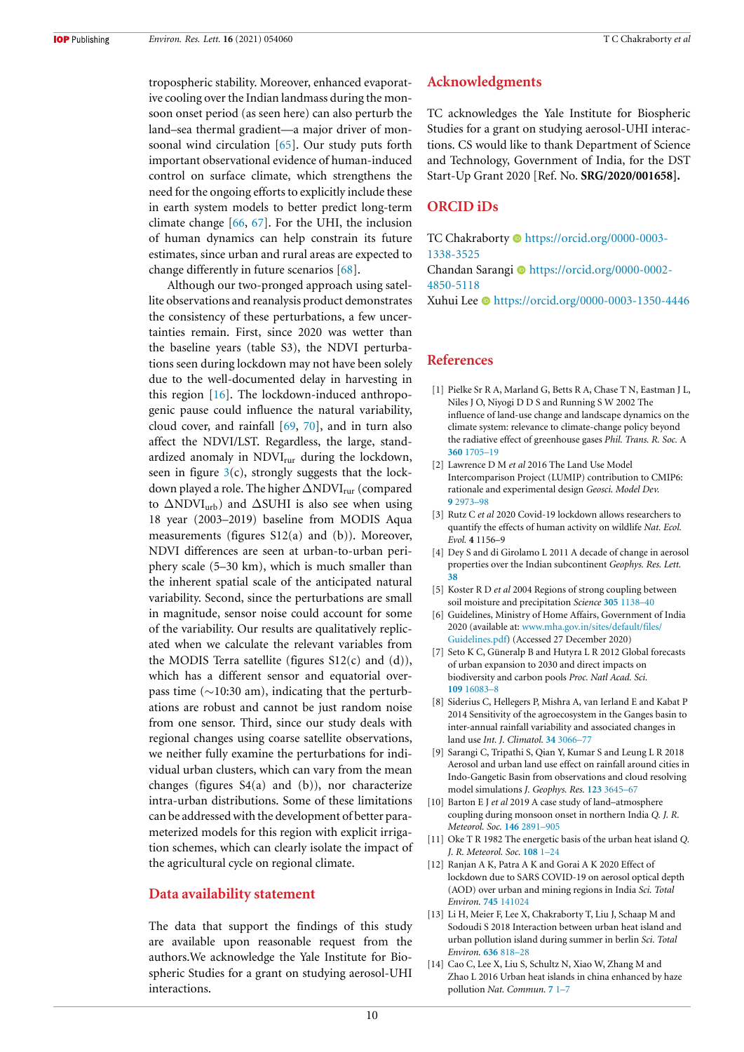tropospheric stability. Moreover, enhanced evaporative cooling over the Indian landmass during the monsoon onset period (as seen here) can also perturb the land–sea thermal gradient—a major driver of monsoonal wind circulation [65]. Our study puts forth important observational evidence of human-induced control on surface climate, which strengthens the need for the ongoing efforts to explicitly include these in earth system models to better predict long-term climate change [66, 67]. For the UHI, the inclusion of human dynamics can help constrain its future estimates, since urban and rural areas are expected to change differently in future scenarios [68].

Although our two-pronged approach using satellite observations and reanalysis product demonstrates the consistency of these perturbations, a few uncertainties remain. First, since 2020 was wetter than the baseline years (table S3), the NDVI perturbations seen during lockdown may not have been solely due to the well-documented delay in harvesting in this region [16]. The lockdown-induced anthropogenic pause could influence the natural variability, cloud cover, and rainfall [69, 70], and in turn also affect the NDVI/LST. Regardless, the large, standardized anomaly in $NDVI_{rur}$ during the lockdown, seen in figure 3(c), strongly suggests that the lockdown played a role. The higher $\Delta NDVI_{rur}$ (compared to $\Delta NDVI_{urb}$) and $\Delta SUHI$ is also see when using 18 year (2003–2019) baseline from MODIS Aqua measurements (figures S12(a) and (b)). Moreover, NDVI differences are seen at urban-to-urban periphery scale (5–30 km), which is much smaller than the inherent spatial scale of the anticipated natural variability. Second, since the perturbations are small in magnitude, sensor noise could account for some of the variability. Our results are qualitatively replicated when we calculate the relevant variables from the MODIS Terra satellite (figures S12(c) and (d)), which has a different sensor and equatorial overpass time (~10:30 am), indicating that the perturbations are robust and cannot be just random noise from one sensor. Third, since our study deals with regional changes using coarse satellite observations, we neither fully examine the perturbations for individual urban clusters, which can vary from the mean changes (figures S4(a) and (b)), nor characterize intra-urban distributions. Some of these limitations can be addressed with the development of better parameterized models for this region with explicit irrigation schemes, which can clearly isolate the impact of the agricultural cycle on regional climate.

## Data availability statement

The data that support the findings of this study are available upon reasonable request from the authors.We acknowledge the Yale Institute for Biospheric Studies for a grant on studying aerosol-UHI interactions.

## Acknowledgments

TC acknowledges the Yale Institute for Biospheric Studies for a grant on studying aerosol-UHI interactions. CS would like to thank Department of Science and Technology, Government of India, for the DST Start-Up Grant 2020 [Ref. No. **SRG/2020/001658].**

## ORCID iDs

TC Chakraborty https://orcid.org/0000-0003-1338-3525
Chandan Sarangi https://orcid.org/0000-0002-4850-5118
Xuhui Lee https://orcid.org/0000-0003-1350-4446

## References

[1] Pielke Sr R A, Marland G, Betts R A, Chase T N, Eastman J L, Niles J O, Niyogi D D S and Running S W 2002 The influence of land-use change and landscape dynamics on the climate system: relevance to climate-change policy beyond the radiative effect of greenhouse gases *Phil. Trans. R. Soc.* A **360** 1705–19

[2] Lawrence D M *et al* 2016 The Land Use Model Intercomparison Project (LUMIP) contribution to CMIP6: rationale and experimental design *Geosci. Model Dev.* **9** 2973–98

[3] Rutz C *et al* 2020 Covid-19 lockdown allows researchers to quantify the effects of human activity on wildlife *Nat. Ecol. Evol.* **4** 1156–9

[4] Dey S and di Girolamo L 2011 A decade of change in aerosol properties over the Indian subcontinent *Geophys. Res. Lett.* **38**

[5] Koster R D *et al* 2004 Regions of strong coupling between soil moisture and precipitation *Science* **305** 1138–40

[6] Guidelines, Ministry of Home Affairs, Government of India 2020 (available at: www.mha.gov.in/sites/default/files/Guidelines.pdf) (Accessed 27 December 2020)

[7] Seto K C, Güneralp B and Hutyra L R 2012 Global forecasts of urban expansion to 2030 and direct impacts on biodiversity and carbon pools *Proc. Natl Acad. Sci.* **109** 16083–8

[8] Siderius C, Hellegers P, Mishra A, van Ierland E and Kabat P 2014 Sensitivity of the agroecosystem in the Ganges basin to inter-annual rainfall variability and associated changes in land use *Int. J. Climatol.* **34** 3066–77

[9] Sarangi C, Tripathi S, Qian Y, Kumar S and Leung L R 2018 Aerosol and urban land use effect on rainfall around cities in Indo-Gangetic Basin from observations and cloud resolving model simulations *J. Geophys. Res.* **123** 3645–67

[10] Barton E J *et al* 2019 A case study of land–atmosphere coupling during monsoon onset in northern India *Q. J. R. Meteorol. Soc.* **146** 2891–905

[11] Oke T R 1982 The energetic basis of the urban heat island *Q. J. R. Meteorol. Soc.* **108** 1–24

[12] Ranjan A K, Patra A K and Gorai A K 2020 Effect of lockdown due to SARS COVID-19 on aerosol optical depth (AOD) over urban and mining regions in India *Sci. Total Environ.* **745** 141024

[13] Li H, Meier F, Lee X, Chakraborty T, Liu J, Schaap M and Sodoudi S 2018 Interaction between urban heat island and urban pollution island during summer in berlin *Sci. Total Environ.* **636** 818–28

[14] Cao C, Lee X, Liu S, Schultz N, Xiao W, Zhang M and Zhao L 2016 Urban heat islands in china enhanced by haze pollution *Nat. Commun.* **7** 1–7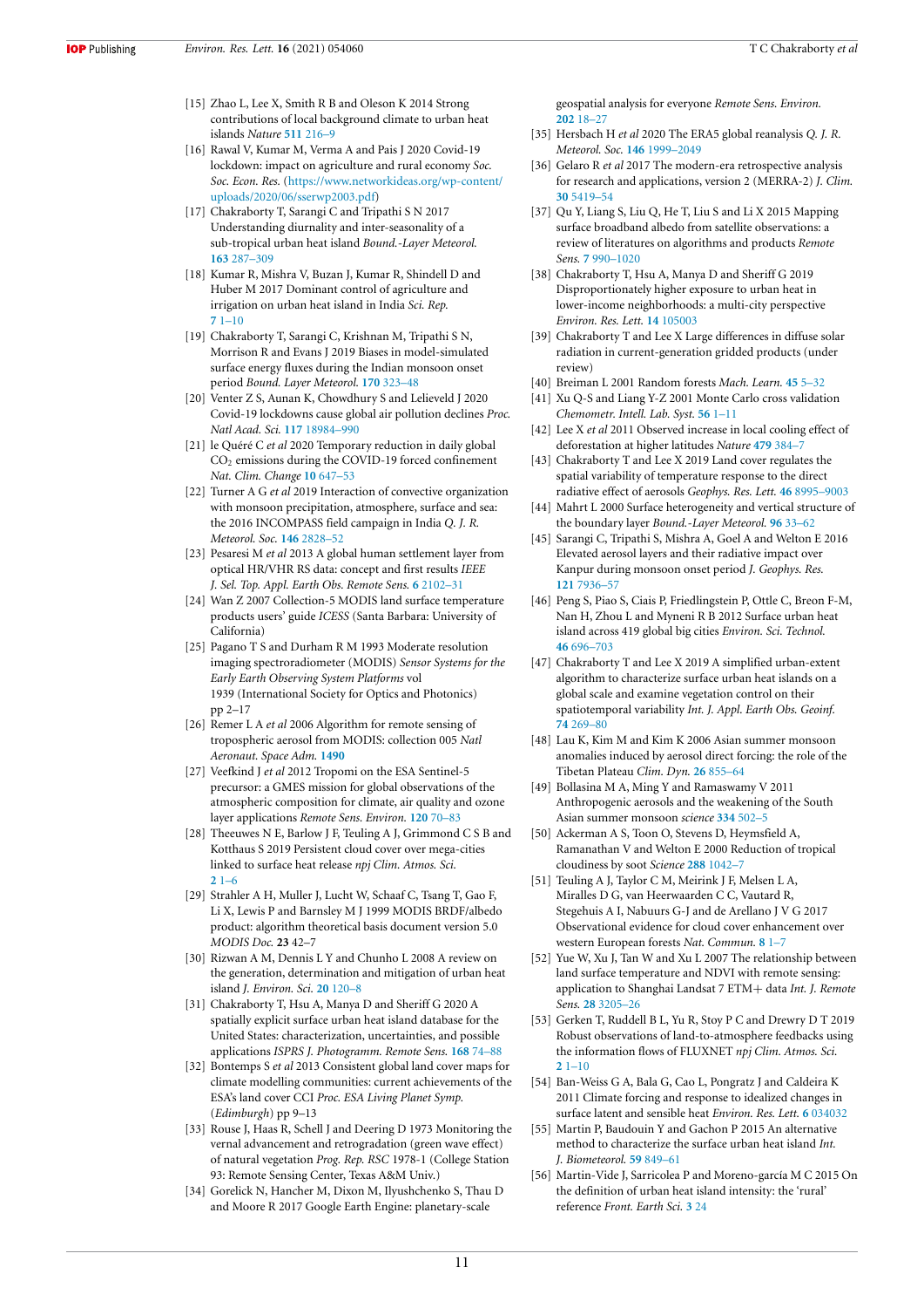[15] Zhao L, Lee X, Smith R B and Oleson K 2014 Strong contributions of local background climate to urban heat islands *Nature* **511** 216–9

[16] Rawal V, Kumar M, Verma A and Pais J 2020 Covid-19 lockdown: impact on agriculture and rural economy *Soc. Soc. Econ. Res.* (https://www.networkideas.org/wp-content/uploads/2020/06/sserwp2003.pdf)

[17] Chakraborty T, Sarangi C and Tripathi S N 2017 Understanding diurnality and inter-seasonality of a sub-tropical urban heat island *Bound.-Layer Meteorol.* **163** 287–309

[18] Kumar R, Mishra V, Buzan J, Kumar R, Shindell D and Huber M 2017 Dominant control of agriculture and irrigation on urban heat island in India *Sci. Rep.* **7** 1–10

[19] Chakraborty T, Sarangi C, Krishnan M, Tripathi S N, Morrison R and Evans J 2019 Biases in model-simulated surface energy fluxes during the Indian monsoon onset period *Bound. Layer Meteorol.* **170** 323–48

[20] Venter Z S, Aunan K, Chowdhury S and Lelieveld J 2020 Covid-19 lockdowns cause global air pollution declines *Proc. Natl Acad. Sci.* **117** 18984–990

[21] le Quéré C *et al* 2020 Temporary reduction in daily global $CO_2$ emissions during the COVID-19 forced confinement *Nat. Clim. Change* **10** 647–53

[22] Turner A G *et al* 2019 Interaction of convective organization with monsoon precipitation, atmosphere, surface and sea: the 2016 INCOMPASS field campaign in India *Q. J. R. Meteorol. Soc.* **146** 2828–52

[23] Pesaresi M *et al* 2013 A global human settlement layer from optical HR/VHR RS data: concept and first results *IEEE J. Sel. Top. Appl. Earth Obs. Remote Sens.* **6** 2102–31

[24] Wan Z 2007 Collection-5 MODIS land surface temperature products users' guide *ICESS* (Santa Barbara: University of California)

[25] Pagano T S and Durham R M 1993 Moderate resolution imaging spectroradiometer (MODIS) *Sensor Systems for the Early Earth Observing System Platforms* vol 1939 (International Society for Optics and Photonics) pp 2–17

[26] Remer L A *et al* 2006 Algorithm for remote sensing of tropospheric aerosol from MODIS: collection 005 *Natl Aeronaut. Space Adm.* **1490**

[27] Veefkind J *et al* 2012 Tropomi on the ESA Sentinel-5 precursor: a GMES mission for global observations of the atmospheric composition for climate, air quality and ozone layer applications *Remote Sens. Environ.* **120** 70–83

[28] Theeuwes N E, Barlow J F, Teuling A J, Grimmond C S B and Kotthaus S 2019 Persistent cloud cover over mega-cities linked to surface heat release *npj Clim. Atmos. Sci.* **2** 1–6

[29] Strahler A H, Muller J, Lucht W, Schaaf C, Tsang T, Gao F, Li X, Lewis P and Barnsley M J 1999 MODIS BRDF/albedo product: algorithm theoretical basis document version 5.0 *MODIS Doc.* **23** 42–7

[30] Rizwan A M, Dennis L Y and Chunho L 2008 A review on the generation, determination and mitigation of urban heat island *J. Environ. Sci.* **20** 120–8

[31] Chakraborty T, Hsu A, Manya D and Sheriff G 2020 A spatially explicit surface urban heat island database for the United States: characterization, uncertainties, and possible applications *ISPRS J. Photogramm. Remote Sens.* **168** 74–88

[32] Bontemps S *et al* 2013 Consistent global land cover maps for climate modelling communities: current achievements of the ESA's land cover CCI *Proc. ESA Living Planet Symp.* (*Edimburgh*) pp 9–13

[33] Rouse J, Haas R, Schell J and Deering D 1973 Monitoring the vernal advancement and retrogradation (green wave effect) of natural vegetation *Prog. Rep. RSC* 1978-1 (College Station 93: Remote Sensing Center, Texas A&M Univ.)

[34] Gorelick N, Hancher M, Dixon M, Ilyushchenko S, Thau D and Moore R 2017 Google Earth Engine: planetary-scale geospatial analysis for everyone *Remote Sens. Environ.* **202** 18–27

[35] Hersbach H *et al* 2020 The ERA5 global reanalysis *Q. J. R. Meteorol. Soc.* **146** 1999–2049

[36] Gelaro R *et al* 2017 The modern-era retrospective analysis for research and applications, version 2 (MERRA-2) *J. Clim.* **30** 5419–54

[37] Qu Y, Liang S, Liu Q, He T, Liu S and Li X 2015 Mapping surface broadband albedo from satellite observations: a review of literatures on algorithms and products *Remote Sens.* **7** 990–1020

[38] Chakraborty T, Hsu A, Manya D and Sheriff G 2019 Disproportionately higher exposure to urban heat in lower-income neighborhoods: a multi-city perspective *Environ. Res. Lett.* **14** 105003

[39] Chakraborty T and Lee X Large differences in diffuse solar radiation in current-generation gridded products (under review)

[40] Breiman L 2001 Random forests *Mach. Learn.* **45** 5–32

[41] Xu Q-S and Liang Y-Z 2001 Monte Carlo cross validation *Chemometr. Intell. Lab. Syst.* **56** 1–11

[42] Lee X *et al* 2011 Observed increase in local cooling effect of deforestation at higher latitudes *Nature* **479** 384–7

[43] Chakraborty T and Lee X 2019 Land cover regulates the spatial variability of temperature response to the direct radiative effect of aerosols *Geophys. Res. Lett.* **46** 8995–9003

[44] Mahrt L 2000 Surface heterogeneity and vertical structure of the boundary layer *Bound.-Layer Meteorol.* **96** 33–62

[45] Sarangi C, Tripathi S, Mishra A, Goel A and Welton E 2016 Elevated aerosol layers and their radiative impact over Kanpur during monsoon onset period *J. Geophys. Res.* **121** 7936–57

[46] Peng S, Piao S, Ciais P, Friedlingstein P, Ottle C, Breon F-M, Nan H, Zhou L and Myneni R B 2012 Surface urban heat island across 419 global big cities *Environ. Sci. Technol.* **46** 696–703

[47] Chakraborty T and Lee X 2019 A simplified urban-extent algorithm to characterize surface urban heat islands on a global scale and examine vegetation control on their spatiotemporal variability *Int. J. Appl. Earth Obs. Geoinf.* **74** 269–80

[48] Lau K, Kim M and Kim K 2006 Asian summer monsoon anomalies induced by aerosol direct forcing: the role of the Tibetan Plateau *Clim. Dyn.* **26** 855–64

[49] Bollasina M A, Ming Y and Ramaswamy V 2011 Anthropogenic aerosols and the weakening of the South Asian summer monsoon *science* **334** 502–5

[50] Ackerman A S, Toon O, Stevens D, Heymsfield A, Ramanathan V and Welton E 2000 Reduction of tropical cloudiness by soot *Science* **288** 1042–7

[51] Teuling A J, Taylor C M, Meirink J F, Melsen L A, Miralles D G, van Heerwaarden C C, Vautard R, Stegehuis A I, Nabuurs G-J and de Arellano J V G 2017 Observational evidence for cloud cover enhancement over western European forests *Nat. Commun.* **8** 1–7

[52] Yue W, Xu J, Tan W and Xu L 2007 The relationship between land surface temperature and NDVI with remote sensing: application to Shanghai Landsat 7 ETM+ data *Int. J. Remote Sens.* **28** 3205–26

[53] Gerken T, Ruddell B L, Yu R, Stoy P C and Drewry D T 2019 Robust observations of land-to-atmosphere feedbacks using the information flows of FLUXNET *npj Clim. Atmos. Sci.* **2** 1–10

[54] Ban-Weiss G A, Bala G, Cao L, Pongratz J and Caldeira K 2011 Climate forcing and response to idealized changes in surface latent and sensible heat *Environ. Res. Lett.* **6** 034032

[55] Martin P, Baudouin Y and Gachon P 2015 An alternative method to characterize the surface urban heat island *Int. J. Biometeorol.* **59** 849–61

[56] Martin-Vide J, Sarricolea P and Moreno-garcía M C 2015 On the definition of urban heat island intensity: the 'rural' reference *Front. Earth Sci.* **3** 24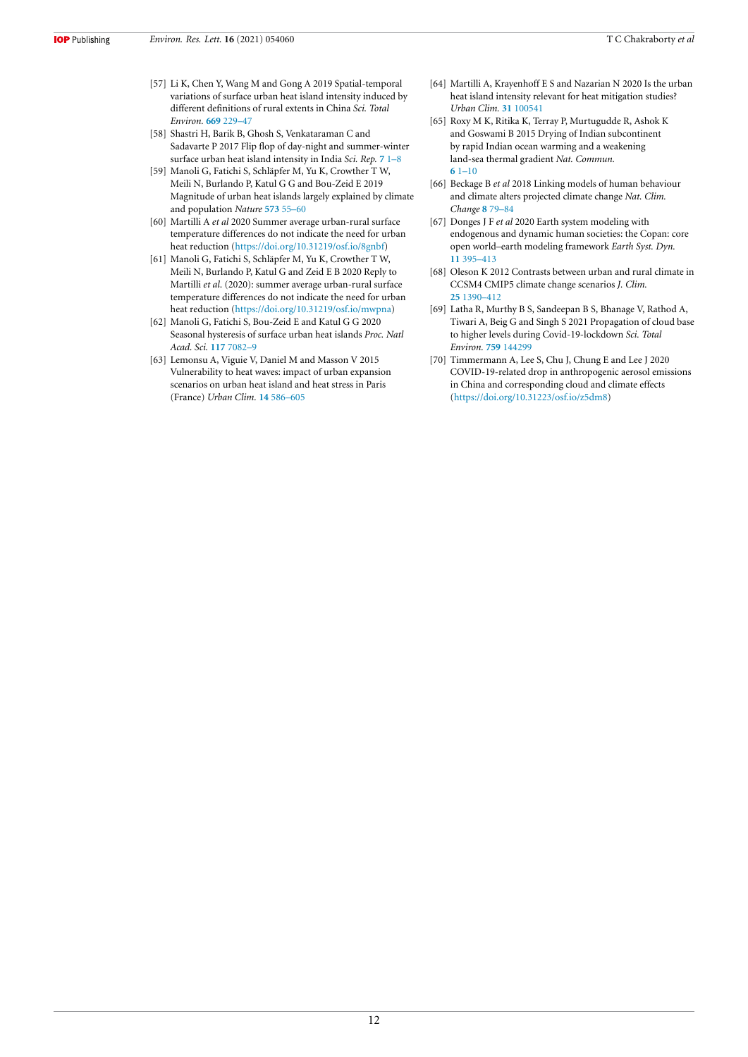[57] Li K, Chen Y, Wang M and Gong A 2019 Spatial-temporal variations of surface urban heat island intensity induced by different definitions of rural extents in China *Sci. Total Environ.* **669** 229–47

[58] Shastri H, Barik B, Ghosh S, Venkataraman C and Sadavarte P 2017 Flip flop of day-night and summer-winter surface urban heat island intensity in India *Sci. Rep.* **7** 1–8

[59] Manoli G, Fatichi S, Schläpfer M, Yu K, Crowther T W, Meili N, Burlando P, Katul G G and Bou-Zeid E 2019 Magnitude of urban heat islands largely explained by climate and population *Nature* **573** 55–60

[60] Martilli A *et al* 2020 Summer average urban-rural surface temperature differences do not indicate the need for urban heat reduction (https://doi.org/10.31219/osf.io/8gnbf)

[61] Manoli G, Fatichi S, Schläpfer M, Yu K, Crowther T W, Meili N, Burlando P, Katul G and Zeid E B 2020 Reply to Martilli *et al.* (2020): summer average urban-rural surface temperature differences do not indicate the need for urban heat reduction (https://doi.org/10.31219/osf.io/mwpna)

[62] Manoli G, Fatichi S, Bou-Zeid E and Katul G G 2020 Seasonal hysteresis of surface urban heat islands *Proc. Natl Acad. Sci.* **117** 7082–9

[63] Lemonsu A, Viguie V, Daniel M and Masson V 2015 Vulnerability to heat waves: impact of urban expansion scenarios on urban heat island and heat stress in Paris (France) *Urban Clim.* **14** 586–605

[64] Martilli A, Krayenhoff E S and Nazarian N 2020 Is the urban heat island intensity relevant for heat mitigation studies? *Urban Clim.* **31** 100541

[65] Roxy M K, Ritika K, Terray P, Murtugudde R, Ashok K and Goswami B 2015 Drying of Indian subcontinent by rapid Indian ocean warming and a weakening land-sea thermal gradient *Nat. Commun.* **6** 1–10

[66] Beckage B *et al* 2018 Linking models of human behaviour and climate alters projected climate change *Nat. Clim. Change* **8** 79–84

[67] Donges J F *et al* 2020 Earth system modeling with endogenous and dynamic human societies: the Copan: core open world–earth modeling framework *Earth Syst. Dyn.* **11** 395–413

[68] Oleson K 2012 Contrasts between urban and rural climate in CCSM4 CMIP5 climate change scenarios *J. Clim.* **25** 1390–412

[69] Latha R, Murthy B S, Sandeepan B S, Bhanage V, Rathod A, Tiwari A, Beig G and Singh S 2021 Propagation of cloud base to higher levels during Covid-19-lockdown *Sci. Total Environ.* **759** 144299

[70] Timmermann A, Lee S, Chu J, Chung E and Lee J 2020 COVID-19-related drop in anthropogenic aerosol emissions in China and corresponding cloud and climate effects (https://doi.org/10.31223/osf.io/z5dm8)